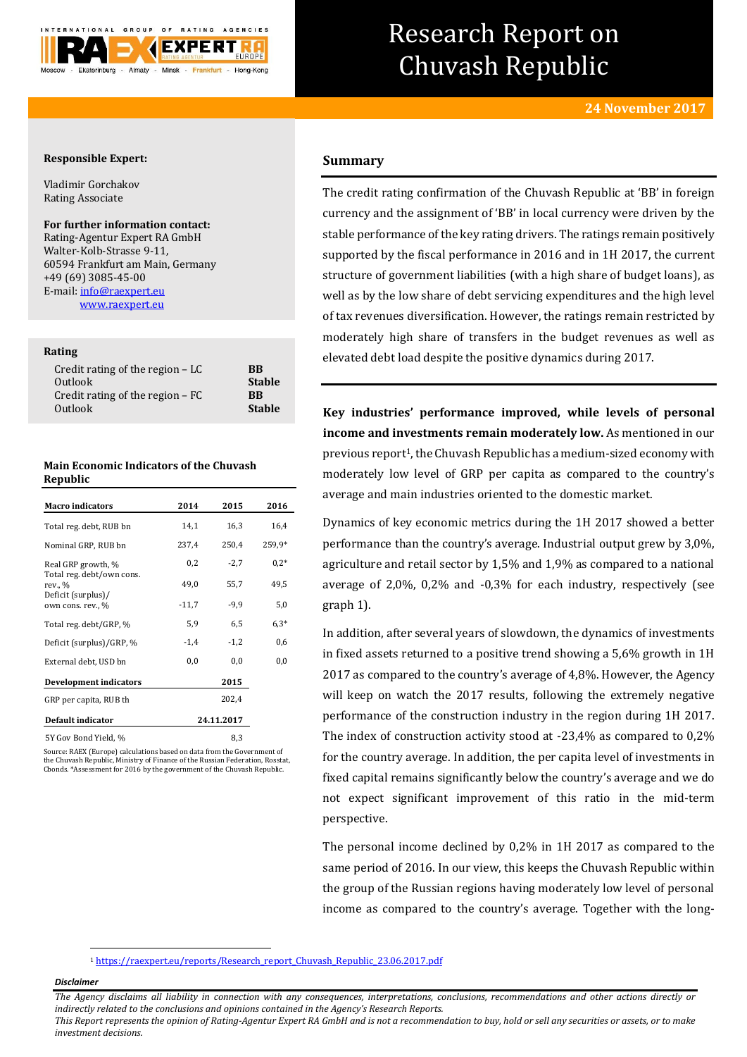# Research Report on Chuvash Republic

**24 November 2017**

**Responsible Expert:**

Vladimir Gorchakov
Rating Associate

**For further information contact:**
Rating-Agentur Expert RA GmbH
Walter-Kolb-Strasse 9-11,
60594 Frankfurt am Main, Germany
+49 (69) 3085-45-00
E-mail: info@raexpert.eu
www.raexpert.eu

**Rating**

| | |
|---|---|
| Credit rating of the region – LC | **BB** |
| Outlook | **Stable** |
| Credit rating of the region – FC | **BB** |
| Outlook | **Stable** |

**Main Economic Indicators of the Chuvash Republic**

| Macro indicators | 2014 | 2015 | 2016 |
|---|---|---|---|
| Total reg. debt, RUB bn | 14,1 | 16,3 | 16,4 |
| Nominal GRP, RUB bn | 237,4 | 250,4 | 259,9* |
| Real GRP growth, % | 0,2 | -2,7 | 0,2* |
| Total reg. debt/own cons. rev., % | 49,0 | 55,7 | 49,5 |
| Deficit (surplus)/ own cons. rev., % | -11,7 | -9,9 | 5,0 |
| Total reg. debt/GRP, % | 5,9 | 6,5 | 6,3* |
| Deficit (surplus)/GRP, % | -1,4 | -1,2 | 0,6 |
| External debt, USD bn | 0,0 | 0,0 | 0,0 |
| **Development indicators** | | **2015** | |
| GRP per capita, RUB th | | 202,4 | |
| **Default indicator** | | **24.11.2017** | |
| 5Y Gov Bond Yield, % | | 8,3 | |

Source: RAEX (Europe) calculations based on data from the Government of the Chuvash Republic, Ministry of Finance of the Russian Federation, Rosstat, Cbonds. *Assessment for 2016 by the government of the Chuvash Republic.

## Summary

The credit rating confirmation of the Chuvash Republic at 'BB' in foreign currency and the assignment of 'BB' in local currency were driven by the stable performance of the key rating drivers. The ratings remain positively supported by the fiscal performance in 2016 and in 1H 2017, the current structure of government liabilities (with a high share of budget loans), as well as by the low share of debt servicing expenditures and the high level of tax revenues diversification. However, the ratings remain restricted by moderately high share of transfers in the budget revenues as well as elevated debt load despite the positive dynamics during 2017.

**Key industries' performance improved, while levels of personal income and investments remain moderately low.** As mentioned in our previous report[1], the Chuvash Republic has a medium-sized economy with moderately low level of GRP per capita as compared to the country's average and main industries oriented to the domestic market.

Dynamics of key economic metrics during the 1H 2017 showed a better performance than the country's average. Industrial output grew by 3,0%, agriculture and retail sector by 1,5% and 1,9% as compared to a national average of 2,0%, 0,2% and -0,3% for each industry, respectively (see graph 1).

In addition, after several years of slowdown, the dynamics of investments in fixed assets returned to a positive trend showing a 5,6% growth in 1H 2017 as compared to the country's average of 4,8%. However, the Agency will keep on watch the 2017 results, following the extremely negative performance of the construction industry in the region during 1H 2017. The index of construction activity stood at -23,4% as compared to 0,2% for the country average. In addition, the per capita level of investments in fixed capital remains significantly below the country's average and we do not expect significant improvement of this ratio in the mid-term perspective.

The personal income declined by 0,2% in 1H 2017 as compared to the same period of 2016. In our view, this keeps the Chuvash Republic within the group of the Russian regions having moderately low level of personal income as compared to the country's average. Together with the long-

[1] https://raexpert.eu/reports/Research_report_Chuvash_Republic_23.06.2017.pdf

***Disclaimer***

*The Agency disclaims all liability in connection with any consequences, interpretations, conclusions, recommendations and other actions directly or indirectly related to the conclusions and opinions contained in the Agency's Research Reports.*
*This Report represents the opinion of Rating-Agentur Expert RA GmbH and is not a recommendation to buy, hold or sell any securities or assets, or to make investment decisions.*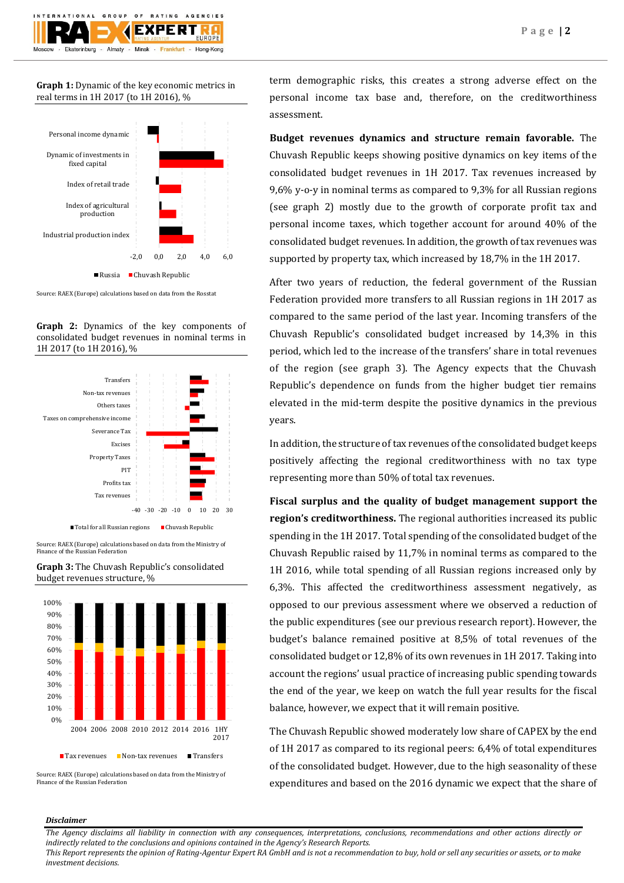**Graph 1:** Dynamic of the key economic metrics in real terms in 1H 2017 (to 1H 2016), %

Source: RAEX (Europe) calculations based on data from the Rosstat

**Graph 2:** Dynamics of the key components of consolidated budget revenues in nominal terms in 1H 2017 (to 1H 2016), %

Source: RAEX (Europe) calculations based on data from the Ministry of Finance of the Russian Federation

**Graph 3:** The Chuvash Republic's consolidated budget revenues structure, %

Source: RAEX (Europe) calculations based on data from the Ministry of Finance of the Russian Federation

term demographic risks, this creates a strong adverse effect on the personal income tax base and, therefore, on the creditworthiness assessment.

**Budget revenues dynamics and structure remain favorable.** The Chuvash Republic keeps showing positive dynamics on key items of the consolidated budget revenues in 1H 2017. Tax revenues increased by 9,6% y-o-y in nominal terms as compared to 9,3% for all Russian regions (see graph 2) mostly due to the growth of corporate profit tax and personal income taxes, which together account for around 40% of the consolidated budget revenues. In addition, the growth of tax revenues was supported by property tax, which increased by 18,7% in the 1H 2017.

After two years of reduction, the federal government of the Russian Federation provided more transfers to all Russian regions in 1H 2017 as compared to the same period of the last year. Incoming transfers of the Chuvash Republic's consolidated budget increased by 14,3% in this period, which led to the increase of the transfers' share in total revenues of the region (see graph 3). The Agency expects that the Chuvash Republic's dependence on funds from the higher budget tier remains elevated in the mid-term despite the positive dynamics in the previous years.

In addition, the structure of tax revenues of the consolidated budget keeps positively affecting the regional creditworthiness with no tax type representing more than 50% of total tax revenues.

**Fiscal surplus and the quality of budget management support the region's creditworthiness.** The regional authorities increased its public spending in the 1H 2017. Total spending of the consolidated budget of the Chuvash Republic raised by 11,7% in nominal terms as compared to the 1H 2016, while total spending of all Russian regions increased only by 6,3%. This affected the creditworthiness assessment negatively, as opposed to our previous assessment where we observed a reduction of the public expenditures (see our previous research report). However, the budget's balance remained positive at 8,5% of total revenues of the consolidated budget or 12,8% of its own revenues in 1H 2017. Taking into account the regions' usual practice of increasing public spending towards the end of the year, we keep on watch the full year results for the fiscal balance, however, we expect that it will remain positive.

The Chuvash Republic showed moderately low share of CAPEX by the end of 1H 2017 as compared to its regional peers: 6,4% of total expenditures of the consolidated budget. However, due to the high seasonality of these expenditures and based on the 2016 dynamic we expect that the share of

***Disclaimer***

*The Agency disclaims all liability in connection with any consequences, interpretations, conclusions, recommendations and other actions directly or indirectly related to the conclusions and opinions contained in the Agency's Research Reports.*
*This Report represents the opinion of Rating-Agentur Expert RA GmbH and is not a recommendation to buy, hold or sell any securities or assets, or to make investment decisions.*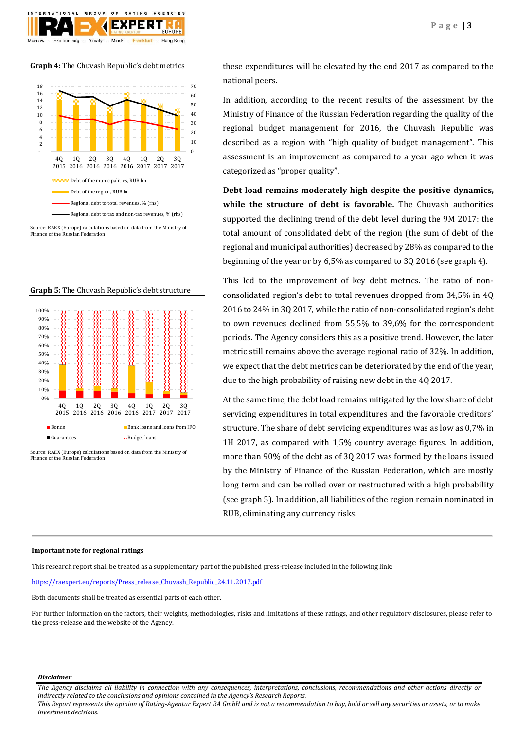**Graph 4:** The Chuvash Republic's debt metrics

18
16
14
12
10
8
6
4
2
-

70
60
50
40
30
20
10
0

4Q 2015
1Q 2016
2Q 2016
3Q 2016
4Q 2016
1Q 2017
2Q 2017
3Q 2017

Debt of the municipalities, RUB bn
Debt of the region, RUB bn
Regional debt to total revenues, % (rhs)
Regional debt to tax and non-tax revenues, % (rhs)

Source: RAEX (Europe) calculations based on data from the Ministry of Finance of the Russian Federation

**Graph 5:** The Chuvash Republic's debt structure

100%
90%
80%
70%
60%
50%
40%
30%
20%
10%
0%

4Q 2015
1Q 2016
2Q 2016
3Q 2016
4Q 2016
1Q 2017
2Q 2017
3Q 2017

Bonds
Bank loans and loans from IFO
Guarantees
Budget loans

Source: RAEX (Europe) calculations based on data from the Ministry of Finance of the Russian Federation

these expenditures will be elevated by the end 2017 as compared to the national peers.

In addition, according to the recent results of the assessment by the Ministry of Finance of the Russian Federation regarding the quality of the regional budget management for 2016, the Chuvash Republic was described as a region with "high quality of budget management". This assessment is an improvement as compared to a year ago when it was categorized as "proper quality".

**Debt load remains moderately high despite the positive dynamics, while the structure of debt is favorable.** The Chuvash authorities supported the declining trend of the debt level during the 9M 2017: the total amount of consolidated debt of the region (the sum of debt of the regional and municipal authorities) decreased by 28% as compared to the beginning of the year or by 6,5% as compared to 3Q 2016 (see graph 4).

This led to the improvement of key debt metrics. The ratio of non-consolidated region's debt to total revenues dropped from 34,5% in 4Q 2016 to 24% in 3Q 2017, while the ratio of non-consolidated region's debt to own revenues declined from 55,5% to 39,6% for the correspondent periods. The Agency considers this as a positive trend. However, the later metric still remains above the average regional ratio of 32%. In addition, we expect that the debt metrics can be deteriorated by the end of the year, due to the high probability of raising new debt in the 4Q 2017.

At the same time, the debt load remains mitigated by the low share of debt servicing expenditures in total expenditures and the favorable creditors' structure. The share of debt servicing expenditures was as low as 0,7% in 1H 2017, as compared with 1,5% country average figures. In addition, more than 90% of the debt as of 3Q 2017 was formed by the loans issued by the Ministry of Finance of the Russian Federation, which are mostly long term and can be rolled over or restructured with a high probability (see graph 5). In addition, all liabilities of the region remain nominated in RUB, eliminating any currency risks.

---

**Important note for regional ratings**

This research report shall be treated as a supplementary part of the published press-release included in the following link:

[https://raexpert.eu/reports/Press_release_Chuvash_Republic_24.11.2017.pdf](https://raexpert.eu/reports/Press_release_Chuvash_Republic_24.11.2017.pdf)

Both documents shall be treated as essential parts of each other.

For further information on the factors, their weights, methodologies, risks and limitations of these ratings, and other regulatory disclosures, please refer to the press-release and the website of the Agency.

***Disclaimer***

*The Agency disclaims all liability in connection with any consequences, interpretations, conclusions, recommendations and other actions directly or indirectly related to the conclusions and opinions contained in the Agency's Research Reports.*
*This Report represents the opinion of Rating-Agentur Expert RA GmbH and is not a recommendation to buy, hold or sell any securities or assets, or to make investment decisions.*